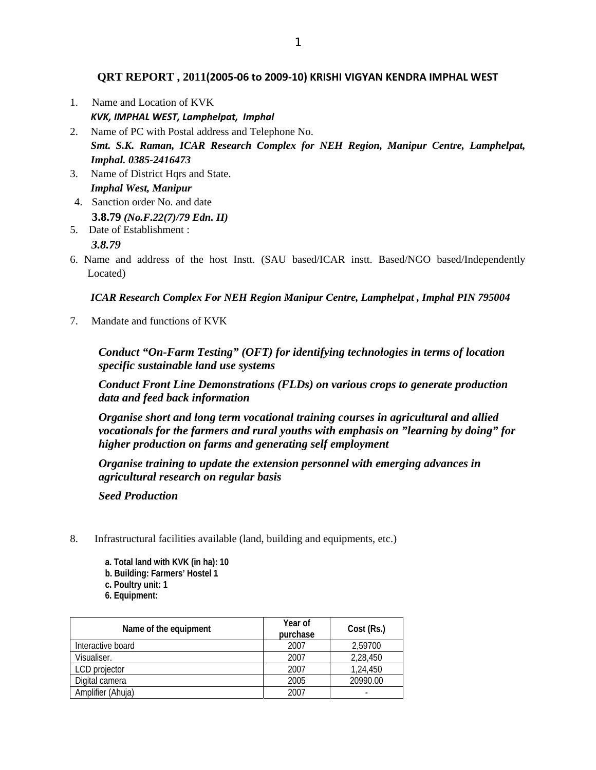## QRT REPORT , 2011(2005-06 to 2009-10) KRISHI VIGYAN KENDRA IMPHAL WEST

1. Name and Location of KVK
   ***KVK, IMPHAL WEST, Lamphelpat, Imphal***
2. Name of PC with Postal address and Telephone No.
   ***Smt. S.K. Raman, ICAR Research Complex for NEH Region, Manipur Centre, Lamphelpat, Imphal. 0385-2416473***
3. Name of District Hqrs and State.
   ***Imphal West, Manipur***
4. Sanction order No. and date
   **3.8.79** ***(No.F.22(7)/79 Edn. II)***
5. Date of Establishment :
   ***3.8.79***
6. Name and address of the host Instt. (SAU based/ICAR instt. Based/NGO based/Independently Located)

   ***ICAR Research Complex For NEH Region Manipur Centre, Lamphelpat , Imphal PIN 795004***

7. Mandate and functions of KVK

   ***Conduct "On-Farm Testing" (OFT) for identifying technologies in terms of location specific sustainable land use systems***

   ***Conduct Front Line Demonstrations (FLDs) on various crops to generate production data and feed back information***

   ***Organise short and long term vocational training courses in agricultural and allied vocationals for the farmers and rural youths with emphasis on "learning by doing" for higher production on farms and generating self employment***

   ***Organise training to update the extension personnel with emerging advances in agricultural research on regular basis***

   ***Seed Production***

8. Infrastructural facilities available (land, building and equipments, etc.)

   **a. Total land with KVK (in ha): 10**
   **b. Building: Farmers' Hostel 1**
   **c. Poultry unit: 1**
   **6. Equipment:**

| Name of the equipment | Year of purchase | Cost (Rs.) |
|---|---|---|
| Interactive board | 2007 | 2,59700 |
| Visualiser. | 2007 | 2,28,450 |
| LCD projector | 2007 | 1,24,450 |
| Digital camera | 2005 | 20990.00 |
| Amplifier (Ahuja) | 2007 | - |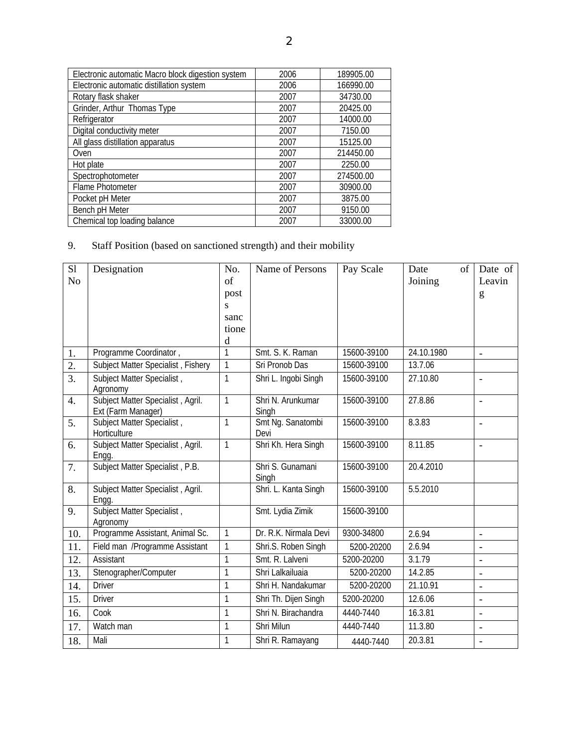| Electronic automatic Macro block digestion system | 2006 | 189905.00 |
|---|---|---|
| Electronic automatic distillation system | 2006 | 166990.00 |
| Rotary flask shaker | 2007 | 34730.00 |
| Grinder, Arthur Thomas Type | 2007 | 20425.00 |
| Refrigerator | 2007 | 14000.00 |
| Digital conductivity meter | 2007 | 7150.00 |
| All glass distillation apparatus | 2007 | 15125.00 |
| Oven | 2007 | 214450.00 |
| Hot plate | 2007 | 2250.00 |
| Spectrophotometer | 2007 | 274500.00 |
| Flame Photometer | 2007 | 30900.00 |
| Pocket pH Meter | 2007 | 3875.00 |
| Bench pH Meter | 2007 | 9150.00 |
| Chemical top loading balance | 2007 | 33000.00 |

9. Staff Position (based on sanctioned strength) and their mobility

| Sl No | Designation | No. of posts sanctioned | Name of Persons | Pay Scale | Date of Joining | Date of Leaving |
|---|---|---|---|---|---|---|
| 1. | Programme Coordinator , | 1 | Smt. S. K. Raman | 15600-39100 | 24.10.1980 | - |
| 2. | Subject Matter Specialist , Fishery | 1 | Sri Pronob Das | 15600-39100 | 13.7.06 | |
| 3. | Subject Matter Specialist , Agronomy | 1 | Shri L. Ingobi Singh | 15600-39100 | 27.10.80 | - |
| 4. | Subject Matter Specialist , Agril. Ext (Farm Manager) | 1 | Shri N. Arunkumar Singh | 15600-39100 | 27.8.86 | - |
| 5. | Subject Matter Specialist , Horticulture | 1 | Smt Ng. Sanatombi Devi | 15600-39100 | 8.3.83 | - |
| 6. | Subject Matter Specialist , Agril. Engg. | 1 | Shri Kh. Hera Singh | 15600-39100 | 8.11.85 | - |
| 7. | Subject Matter Specialist , P.B. | | Shri S. Gunamani Singh | 15600-39100 | 20.4.2010 | |
| 8. | Subject Matter Specialist , Agril. Engg. | | Shri. L. Kanta Singh | 15600-39100 | 5.5.2010 | |
| 9. | Subject Matter Specialist , Agronomy | | Smt. Lydia Zimik | 15600-39100 | | |
| 10. | Programme Assistant, Animal Sc. | 1 | Dr. R.K. Nirmala Devi | 9300-34800 | 2.6.94 | - |
| 11. | Field man /Programme Assistant | 1 | Shri.S. Roben Singh | 5200-20200 | 2.6.94 | - |
| 12. | Assistant | 1 | Smt. R. Lalveni | 5200-20200 | 3.1.79 | - |
| 13. | Stenographer/Computer | 1 | Shri Lalkailuaia | 5200-20200 | 14.2.85 | - |
| 14. | Driver | 1 | Shri H. Nandakumar | 5200-20200 | 21.10.91 | - |
| 15. | Driver | 1 | Shri Th. Dijen Singh | 5200-20200 | 12.6.06 | - |
| 16. | Cook | 1 | Shri N. Birachandra | 4440-7440 | 16.3.81 | - |
| 17. | Watch man | 1 | Shri Milun | 4440-7440 | 11.3.80 | - |
| 18. | Mali | 1 | Shri R. Ramayang | 4440-7440 | 20.3.81 | - |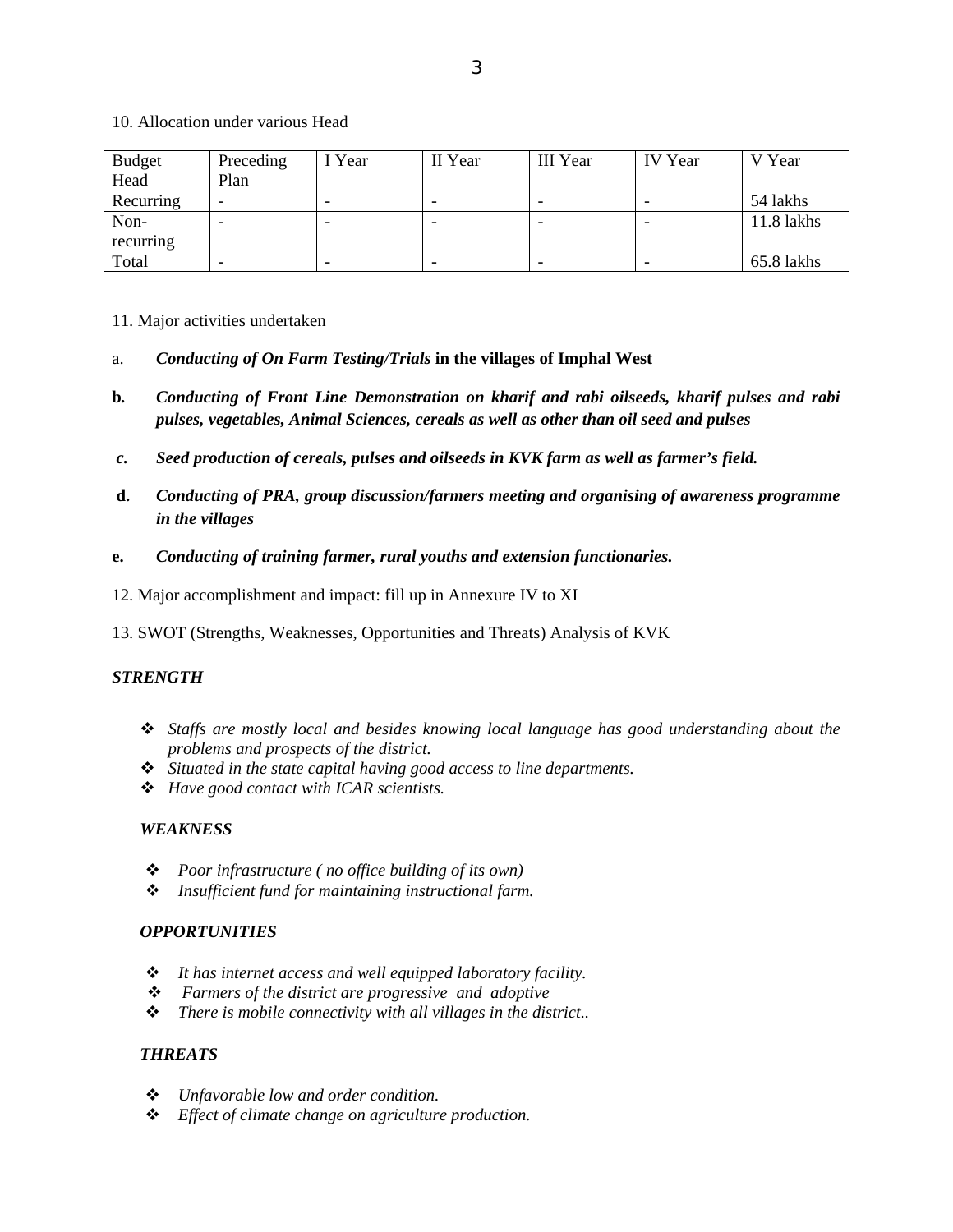10. Allocation under various Head

| Budget Head | Preceding Plan | I Year | II Year | III Year | IV Year | V Year |
|---|---|---|---|---|---|---|
| Recurring | - | - | - | - | - | 54 lakhs |
| Non-recurring | - | - | - | - | - | 11.8 lakhs |
| Total | - | - | - | - | - | 65.8 lakhs |

11. Major activities undertaken

a. ***Conducting of On Farm Testing/Trials*** **in the villages of Imphal West**

**b.** ***Conducting of Front Line Demonstration on kharif and rabi oilseeds, kharif pulses and rabi pulses, vegetables, Animal Sciences, cereals as well as other than oil seed and pulses***

***c.*** ***Seed production of cereals, pulses and oilseeds in KVK farm as well as farmer's field.***

**d.** ***Conducting of PRA, group discussion/farmers meeting and organising of awareness programme in the villages***

**e.** ***Conducting of training farmer, rural youths and extension functionaries.***

12. Major accomplishment and impact: fill up in Annexure IV to XI

13. SWOT (Strengths, Weaknesses, Opportunities and Threats) Analysis of KVK

***STRENGTH***

- *Staffs are mostly local and besides knowing local language has good understanding about the problems and prospects of the district.*
- *Situated in the state capital having good access to line departments.*
- *Have good contact with ICAR scientists.*

***WEAKNESS***

- *Poor infrastructure ( no office building of its own)*
- *Insufficient fund for maintaining instructional farm.*

***OPPORTUNITIES***

- *It has internet access and well equipped laboratory facility.*
- *Farmers of the district are progressive and adoptive*
- *There is mobile connectivity with all villages in the district..*

***THREATS***

- *Unfavorable low and order condition.*
- *Effect of climate change on agriculture production.*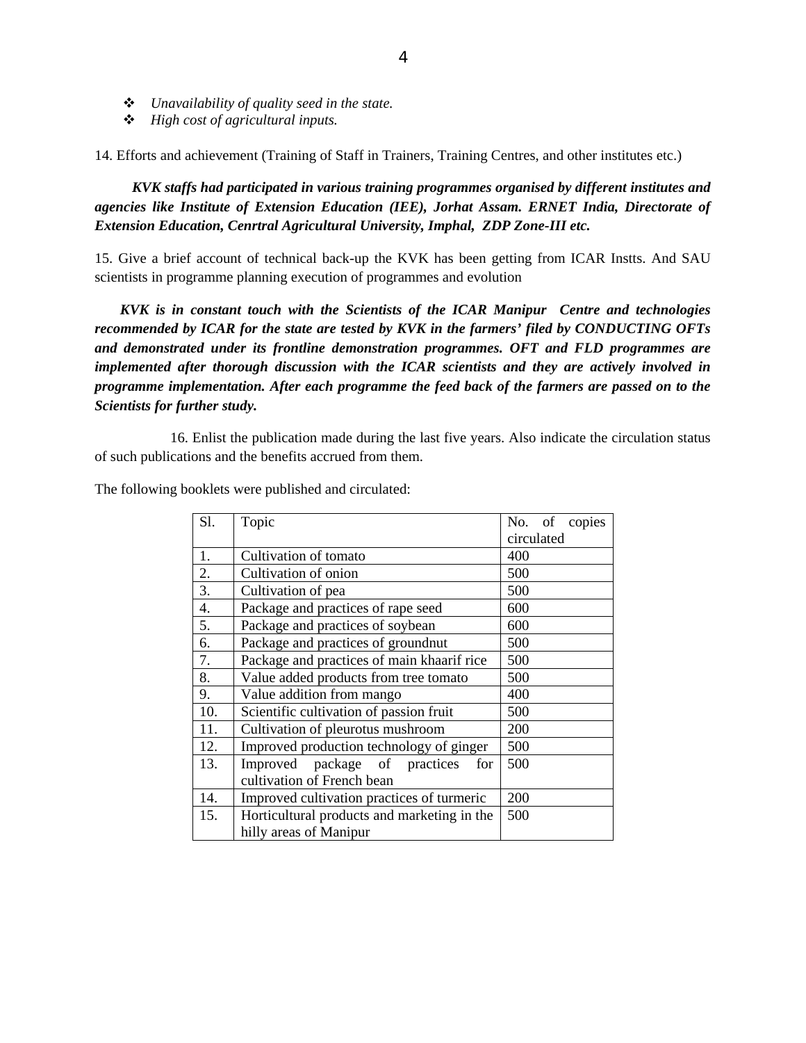- *Unavailability of quality seed in the state.*
- *High cost of agricultural inputs.*

14. Efforts and achievement (Training of Staff in Trainers, Training Centres, and other institutes etc.)

***KVK staffs had participated in various training programmes organised by different institutes and agencies like Institute of Extension Education (IEE), Jorhat Assam. ERNET India, Directorate of Extension Education, Cenrtral Agricultural University, Imphal, ZDP Zone-III etc.***

15. Give a brief account of technical back-up the KVK has been getting from ICAR Instts. And SAU scientists in programme planning execution of programmes and evolution

***KVK is in constant touch with the Scientists of the ICAR Manipur Centre and technologies recommended by ICAR for the state are tested by KVK in the farmers' filed by CONDUCTING OFTs and demonstrated under its frontline demonstration programmes. OFT and FLD programmes are implemented after thorough discussion with the ICAR scientists and they are actively involved in programme implementation. After each programme the feed back of the farmers are passed on to the Scientists for further study.***

16. Enlist the publication made during the last five years. Also indicate the circulation status of such publications and the benefits accrued from them.

The following booklets were published and circulated:

| Sl. | Topic | No. of copies circulated |
|---|---|---|
| 1. | Cultivation of tomato | 400 |
| 2. | Cultivation of onion | 500 |
| 3. | Cultivation of pea | 500 |
| 4. | Package and practices of rape seed | 600 |
| 5. | Package and practices of soybean | 600 |
| 6. | Package and practices of groundnut | 500 |
| 7. | Package and practices of main khaarif rice | 500 |
| 8. | Value added products from tree tomato | 500 |
| 9. | Value addition from mango | 400 |
| 10. | Scientific cultivation of passion fruit | 500 |
| 11. | Cultivation of pleurotus mushroom | 200 |
| 12. | Improved production technology of ginger | 500 |
| 13. | Improved package of practices for cultivation of French bean | 500 |
| 14. | Improved cultivation practices of turmeric | 200 |
| 15. | Horticultural products and marketing in the hilly areas of Manipur | 500 |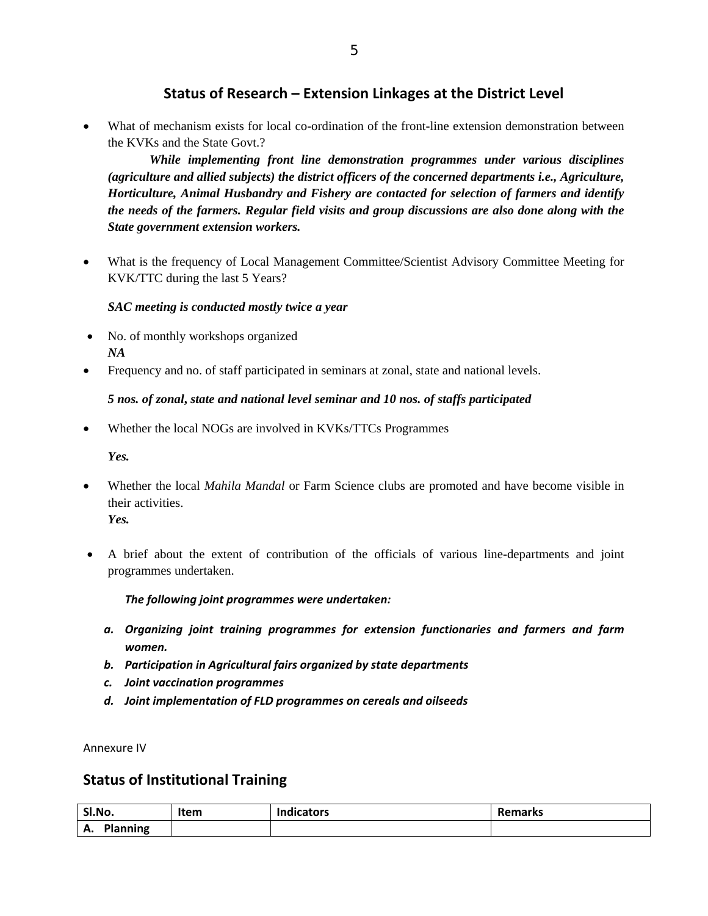## Status of Research – Extension Linkages at the District Level

- What of mechanism exists for local co-ordination of the front-line extension demonstration between the KVKs and the State Govt.?

  ***While implementing front line demonstration programmes under various disciplines (agriculture and allied subjects) the district officers of the concerned departments i.e., Agriculture, Horticulture, Animal Husbandry and Fishery are contacted for selection of farmers and identify the needs of the farmers. Regular field visits and group discussions are also done along with the State government extension workers.***

- What is the frequency of Local Management Committee/Scientist Advisory Committee Meeting for KVK/TTC during the last 5 Years?

  ***SAC meeting is conducted mostly twice a year***

- No. of monthly workshops organized
  ***NA***
- Frequency and no. of staff participated in seminars at zonal, state and national levels.

  ***5 nos. of zonal, state and national level seminar and 10 nos. of staffs participated***

- Whether the local NOGs are involved in KVKs/TTCs Programmes

  ***Yes.***

- Whether the local *Mahila Mandal* or Farm Science clubs are promoted and have become visible in their activities.
  ***Yes.***

- A brief about the extent of contribution of the officials of various line-departments and joint programmes undertaken.

  ***The following joint programmes were undertaken:***

  a. ***Organizing joint training programmes for extension functionaries and farmers and farm women.***
  b. ***Participation in Agricultural fairs organized by state departments***
  c. ***Joint vaccination programmes***
  d. ***Joint implementation of FLD programmes on cereals and oilseeds***

Annexure IV

## Status of Institutional Training

| Sl.No. | Item | Indicators | Remarks |
|---|---|---|---|
| A. Planning | | | |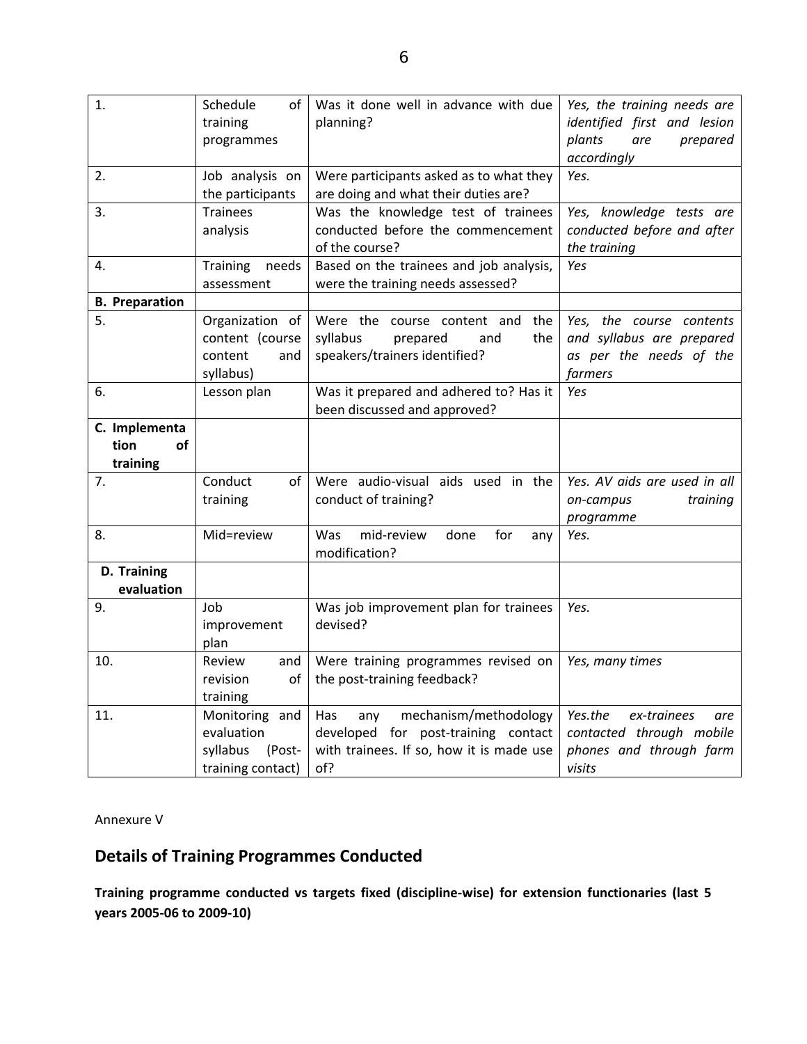| | | | |
|---|---|---|---|
| 1. | Schedule of training programmes | Was it done well in advance with due planning? | *Yes, the training needs are identified first and lesion plants are prepared accordingly* |
| 2. | Job analysis on the participants | Were participants asked as to what they are doing and what their duties are? | *Yes.* |
| 3. | Trainees analysis | Was the knowledge test of trainees conducted before the commencement of the course? | *Yes, knowledge tests are conducted before and after the training* |
| 4. | Training needs assessment | Based on the trainees and job analysis, were the training needs assessed? | *Yes* |
| **B. Preparation** | | | |
| 5. | Organization of content (course content and syllabus) | Were the course content and the syllabus prepared and the speakers/trainers identified? | *Yes, the course contents and syllabus are prepared as per the needs of the farmers* |
| 6. | Lesson plan | Was it prepared and adhered to? Has it been discussed and approved? | *Yes* |
| **C. Implementation of training** | | | |
| 7. | Conduct of training | Were audio-visual aids used in the conduct of training? | *Yes. AV aids are used in all on-campus training programme* |
| 8. | Mid=review | Was mid-review done for any modification? | *Yes.* |
| **D. Training evaluation** | | | |
| 9. | Job improvement plan | Was job improvement plan for trainees devised? | *Yes.* |
| 10. | Review and revision of training | Were training programmes revised on the post-training feedback? | *Yes, many times* |
| 11. | Monitoring and evaluation syllabus (Post-training contact) | Has any mechanism/methodology developed for post-training contact with trainees. If so, how it is made use of? | *Yes.the ex-trainees are contacted through mobile phones and through farm visits* |

Annexure V

## Details of Training Programmes Conducted

**Training programme conducted vs targets fixed (discipline-wise) for extension functionaries (last 5 years 2005-06 to 2009-10)**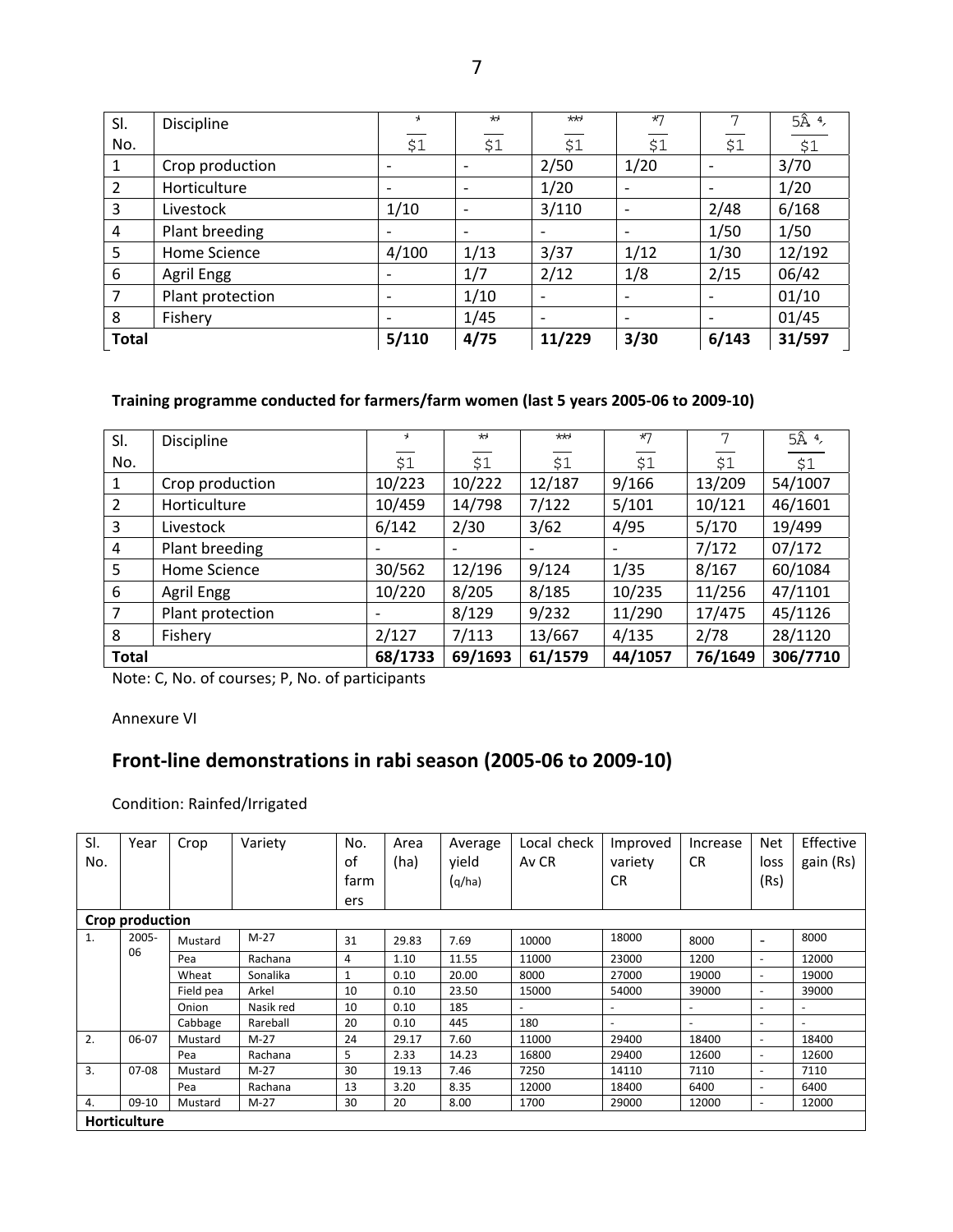| Sl. No. | Discipline | */$1 | **/$1 | ***/$1 | *7/$1 | 7/$1 | 5Â ⁴,/$1 |
|---|---|---|---|---|---|---|---|
| 1 | Crop production | - | - | 2/50 | 1/20 | - | 3/70 |
| 2 | Horticulture | - | - | 1/20 | - | - | 1/20 |
| 3 | Livestock | 1/10 | - | 3/110 | - | 2/48 | 6/168 |
| 4 | Plant breeding | - | - | - | - | 1/50 | 1/50 |
| 5 | Home Science | 4/100 | 1/13 | 3/37 | 1/12 | 1/30 | 12/192 |
| 6 | Agril Engg | - | 1/7 | 2/12 | 1/8 | 2/15 | 06/42 |
| 7 | Plant protection | - | 1/10 | - | - | - | 01/10 |
| 8 | Fishery | - | 1/45 | - | - | - | 01/45 |
| **Total** | | **5/110** | **4/75** | **11/229** | **3/30** | **6/143** | **31/597** |

**Training programme conducted for farmers/farm women (last 5 years 2005-06 to 2009-10)**

| Sl. No. | Discipline | */$1 | **/$1 | ***/$1 | *7/$1 | 7/$1 | 5Â ⁴,/$1 |
|---|---|---|---|---|---|---|---|
| 1 | Crop production | 10/223 | 10/222 | 12/187 | 9/166 | 13/209 | 54/1007 |
| 2 | Horticulture | 10/459 | 14/798 | 7/122 | 5/101 | 10/121 | 46/1601 |
| 3 | Livestock | 6/142 | 2/30 | 3/62 | 4/95 | 5/170 | 19/499 |
| 4 | Plant breeding | - | - | - | - | 7/172 | 07/172 |
| 5 | Home Science | 30/562 | 12/196 | 9/124 | 1/35 | 8/167 | 60/1084 |
| 6 | Agril Engg | 10/220 | 8/205 | 8/185 | 10/235 | 11/256 | 47/1101 |
| 7 | Plant protection | - | 8/129 | 9/232 | 11/290 | 17/475 | 45/1126 |
| 8 | Fishery | 2/127 | 7/113 | 13/667 | 4/135 | 2/78 | 28/1120 |
| **Total** | | **68/1733** | **69/1693** | **61/1579** | **44/1057** | **76/1649** | **306/7710** |

Note: C, No. of courses; P, No. of participants

Annexure VI

## Front-line demonstrations in rabi season (2005-06 to 2009-10)

Condition: Rainfed/Irrigated

| Sl. No. | Year | Crop | Variety | No. of farmers | Area (ha) | Average yield (q/ha) | Local check Av CR | Improved variety CR | Increase CR | Net loss (Rs) | Effective gain (Rs) |
|---|---|---|---|---|---|---|---|---|---|---|---|
| **Crop production** | | | | | | | | | | | |
| 1. | 2005-06 | Mustard | M-27 | 31 | 29.83 | 7.69 | 10000 | 18000 | 8000 | - | 8000 |
| | | Pea | Rachana | 4 | 1.10 | 11.55 | 11000 | 23000 | 1200 | - | 12000 |
| | | Wheat | Sonalika | 1 | 0.10 | 20.00 | 8000 | 27000 | 19000 | - | 19000 |
| | | Field pea | Arkel | 10 | 0.10 | 23.50 | 15000 | 54000 | 39000 | - | 39000 |
| | | Onion | Nasik red | 10 | 0.10 | 185 | - | - | - | - | - |
| | | Cabbage | Rareball | 20 | 0.10 | 445 | 180 | - | - | - | - |
| 2. | 06-07 | Mustard | M-27 | 24 | 29.17 | 7.60 | 11000 | 29400 | 18400 | - | 18400 |
| | | Pea | Rachana | 5 | 2.33 | 14.23 | 16800 | 29400 | 12600 | - | 12600 |
| 3. | 07-08 | Mustard | M-27 | 30 | 19.13 | 7.46 | 7250 | 14110 | 7110 | - | 7110 |
| | | Pea | Rachana | 13 | 3.20 | 8.35 | 12000 | 18400 | 6400 | - | 6400 |
| 4. | 09-10 | Mustard | M-27 | 30 | 20 | 8.00 | 1700 | 29000 | 12000 | - | 12000 |
| **Horticulture** | | | | | | | | | | | |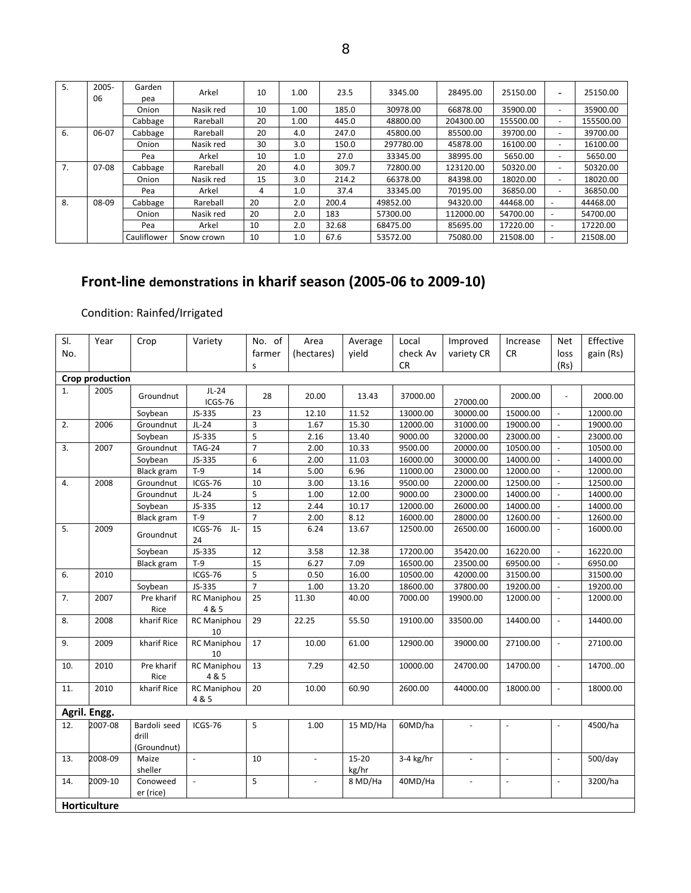| 5. | 2005-06 | Garden pea | Arkel | 10 | 1.00 | 23.5 | 3345.00 | 28495.00 | 25150.00 | - | 25150.00 |
|---|---|---|---|---|---|---|---|---|---|---|---|
| | | Onion | Nasik red | 10 | 1.00 | 185.0 | 30978.00 | 66878.00 | 35900.00 | - | 35900.00 |
| | | Cabbage | Rareball | 20 | 1.00 | 445.0 | 48800.00 | 204300.00 | 155500.00 | - | 155500.00 |
| 6. | 06-07 | Cabbage | Rareball | 20 | 4.0 | 247.0 | 45800.00 | 85500.00 | 39700.00 | - | 39700.00 |
| | | Onion | Nasik red | 30 | 3.0 | 150.0 | 297780.00 | 45878.00 | 16100.00 | - | 16100.00 |
| | | Pea | Arkel | 10 | 1.0 | 27.0 | 33345.00 | 38995.00 | 5650.00 | - | 5650.00 |
| 7. | 07-08 | Cabbage | Rareball | 20 | 4.0 | 309.7 | 72800.00 | 123120.00 | 50320.00 | - | 50320.00 |
| | | Onion | Nasik red | 15 | 3.0 | 214.2 | 66378.00 | 84398.00 | 18020.00 | - | 18020.00 |
| | | Pea | Arkel | 4 | 1.0 | 37.4 | 33345.00 | 70195.00 | 36850.00 | - | 36850.00 |
| 8. | 08-09 | Cabbage | Rareball | 20 | 2.0 | 200.4 | 49852.00 | 94320.00 | 44468.00 | - | 44468.00 |
| | | Onion | Nasik red | 20 | 2.0 | 183 | 57300.00 | 112000.00 | 54700.00 | - | 54700.00 |
| | | Pea | Arkel | 10 | 2.0 | 32.68 | 68475.00 | 85695.00 | 17220.00 | - | 17220.00 |
| | | Cauliflower | Snow crown | 10 | 1.0 | 67.6 | 53572.00 | 75080.00 | 21508.00 | - | 21508.00 |

## Front-line demonstrations in kharif season (2005-06 to 2009-10)

Condition: Rainfed/Irrigated

| Sl. No. | Year | Crop | Variety | No. of farmers | Area (hectares) | Average yield | Local check Av CR | Improved variety CR | Increase CR | Net loss (Rs) | Effective gain (Rs) |
|---|---|---|---|---|---|---|---|---|---|---|---|
| **Crop production** | | | | | | | | | | | |
| 1. | 2005 | Groundnut | JL-24 ICGS-76 | 28 | 20.00 | 13.43 | 37000.00 | 27000.00 | 2000.00 | - | 2000.00 |
| | | Soybean | JS-335 | 23 | 12.10 | 11.52 | 13000.00 | 30000.00 | 15000.00 | - | 12000.00 |
| 2. | 2006 | Groundnut | JL-24 | 3 | 1.67 | 15.30 | 12000.00 | 31000.00 | 19000.00 | - | 19000.00 |
| | | Soybean | JS-335 | 5 | 2.16 | 13.40 | 9000.00 | 32000.00 | 23000.00 | - | 23000.00 |
| 3. | 2007 | Groundnut | TAG-24 | 7 | 2.00 | 10.33 | 9500.00 | 20000.00 | 10500.00 | - | 10500.00 |
| | | Soybean | JS-335 | 6 | 2.00 | 11.03 | 16000.00 | 30000.00 | 14000.00 | - | 14000.00 |
| | | Black gram | T-9 | 14 | 5.00 | 6.96 | 11000.00 | 23000.00 | 12000.00 | - | 12000.00 |
| 4. | 2008 | Groundnut | ICGS-76 | 10 | 3.00 | 13.16 | 9500.00 | 22000.00 | 12500.00 | - | 12500.00 |
| | | Groundnut | JL-24 | 5 | 1.00 | 12.00 | 9000.00 | 23000.00 | 14000.00 | - | 14000.00 |
| | | Soybean | JS-335 | 12 | 2.44 | 10.17 | 12000.00 | 26000.00 | 14000.00 | - | 14000.00 |
| | | Black gram | T-9 | 7 | 2.00 | 8.12 | 16000.00 | 28000.00 | 12600.00 | - | 12600.00 |
| 5. | 2009 | Groundnut | ICGS-76 JL-24 | 15 | 6.24 | 13.67 | 12500.00 | 26500.00 | 16000.00 | - | 16000.00 |
| | | Soybean | JS-335 | 12 | 3.58 | 12.38 | 17200.00 | 35420.00 | 16220.00 | - | 16220.00 |
| | | Black gram | T-9 | 15 | 6.27 | 7.09 | 16500.00 | 23500.00 | 69500.00 | - | 6950.00 |
| 6. | 2010 | | ICGS-76 | 5 | 0.50 | 16.00 | 10500.00 | 42000.00 | 31500.00 | | 31500.00 |
| | | Soybean | JS-335 | 7 | 1.00 | 13.20 | 18600.00 | 37800.00 | 19200.00 | - | 19200.00 |
| 7. | 2007 | Pre kharif Rice | RC Maniphou 4 & 5 | 25 | 11.30 | 40.00 | 7000.00 | 19900.00 | 12000.00 | - | 12000.00 |
| 8. | 2008 | kharif Rice | RC Maniphou 10 | 29 | 22.25 | 55.50 | 19100.00 | 33500.00 | 14400.00 | - | 14400.00 |
| 9. | 2009 | kharif Rice | RC Maniphou 10 | 17 | 10.00 | 61.00 | 12900.00 | 39000.00 | 27100.00 | - | 27100.00 |
| 10. | 2010 | Pre kharif Rice | RC Maniphou 4 & 5 | 13 | 7.29 | 42.50 | 10000.00 | 24700.00 | 14700.00 | - | 14700..00 |
| 11. | 2010 | kharif Rice | RC Maniphou 4 & 5 | 20 | 10.00 | 60.90 | 2600.00 | 44000.00 | 18000.00 | - | 18000.00 |
| **Agril. Engg.** | | | | | | | | | | | |
| 12. | 2007-08 | Bardoli seed drill (Groundnut) | ICGS-76 | 5 | 1.00 | 15 MD/Ha | 60MD/ha | - | - | - | 4500/ha |
| 13. | 2008-09 | Maize sheller | - | 10 | - | 15-20 kg/hr | 3-4 kg/hr | - | - | - | 500/day |
| 14. | 2009-10 | Conoweeder (rice) | - | 5 | - | 8 MD/Ha | 40MD/Ha | - | - | - | 3200/ha |
| **Horticulture** | | | | | | | | | | | |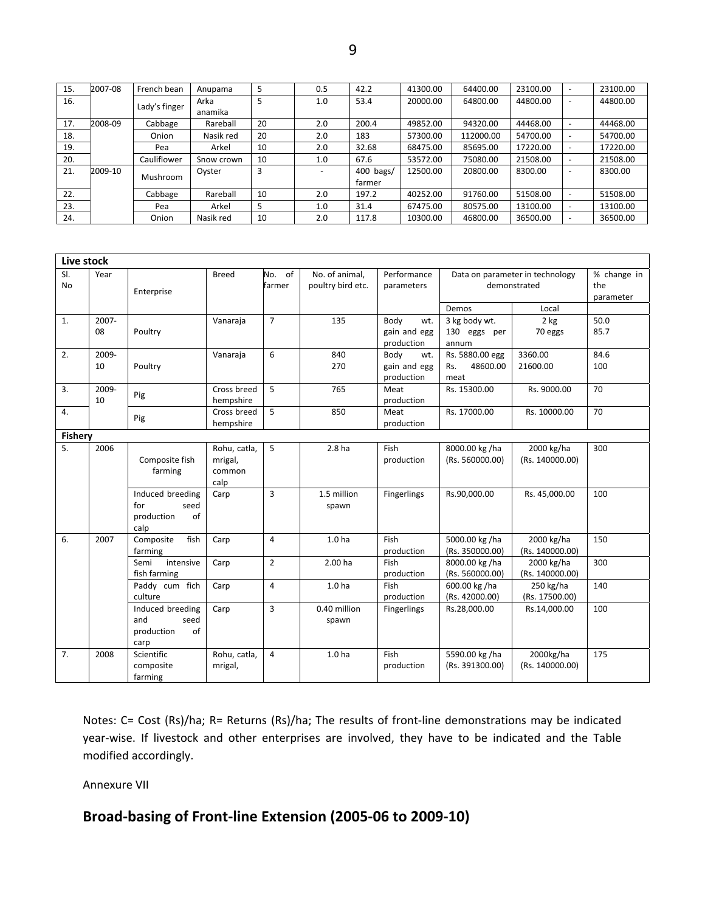| 15. | 2007-08 | French bean | Anupama | 5 | 0.5 | 42.2 | 41300.00 | 64400.00 | 23100.00 | - | 23100.00 |
|---|---|---|---|---|---|---|---|---|---|---|---|
| 16. | | Lady's finger | Arka anamika | 5 | 1.0 | 53.4 | 20000.00 | 64800.00 | 44800.00 | - | 44800.00 |
| 17. | 2008-09 | Cabbage | Rareball | 20 | 2.0 | 200.4 | 49852.00 | 94320.00 | 44468.00 | - | 44468.00 |
| 18. | | Onion | Nasik red | 20 | 2.0 | 183 | 57300.00 | 112000.00 | 54700.00 | - | 54700.00 |
| 19. | | Pea | Arkel | 10 | 2.0 | 32.68 | 68475.00 | 85695.00 | 17220.00 | - | 17220.00 |
| 20. | | Cauliflower | Snow crown | 10 | 1.0 | 67.6 | 53572.00 | 75080.00 | 21508.00 | - | 21508.00 |
| 21. | 2009-10 | Mushroom | Oyster | 3 | - | 400 bags/ farmer | 12500.00 | 20800.00 | 8300.00 | - | 8300.00 |
| 22. | | Cabbage | Rareball | 10 | 2.0 | 197.2 | 40252.00 | 91760.00 | 51508.00 | - | 51508.00 |
| 23. | | Pea | Arkel | 5 | 1.0 | 31.4 | 67475.00 | 80575.00 | 13100.00 | - | 13100.00 |
| 24. | | Onion | Nasik red | 10 | 2.0 | 117.8 | 10300.00 | 46800.00 | 36500.00 | - | 36500.00 |

| **Live stock** | | | | | | | | | |
|---|---|---|---|---|---|---|---|---|---|
| Sl. No | Year | Enterprise | Breed | No. of farmer | No. of animal, poultry bird etc. | Performance parameters | Data on parameter in technology demonstrated | | % change in the parameter |
| | | | | | | | Demos | Local | |
| 1. | 2007-08 | Poultry | Vanaraja | 7 | 135 | Body wt. gain and egg production | 3 kg body wt. 130 eggs per annum | 2 kg 70 eggs | 50.0 85.7 |
| 2. | 2009-10 | Poultry | Vanaraja | 6 | 840 270 | Body wt. gain and egg production | Rs. 5880.00 egg Rs. 48600.00 meat | 3360.00 21600.00 | 84.6 100 |
| 3. | 2009-10 | Pig | Cross breed hempshire | 5 | 765 | Meat production | Rs. 15300.00 | Rs. 9000.00 | 70 |
| 4. | | Pig | Cross breed hempshire | 5 | 850 | Meat production | Rs. 17000.00 | Rs. 10000.00 | 70 |
| **Fishery** | | | | | | | | | |
| 5. | 2006 | Composite fish farming | Rohu, catla, mrigal, common calp | 5 | 2.8 ha | Fish production | 8000.00 kg /ha (Rs. 560000.00) | 2000 kg/ha (Rs. 140000.00) | 300 |
| | | Induced breeding for seed production of calp | Carp | 3 | 1.5 million spawn | Fingerlings | Rs.90,000.00 | Rs. 45,000.00 | 100 |
| 6. | 2007 | Composite fish farming | Carp | 4 | 1.0 ha | Fish production | 5000.00 kg /ha (Rs. 350000.00) | 2000 kg/ha (Rs. 140000.00) | 150 |
| | | Semi intensive fish farming | Carp | 2 | 2.00 ha | Fish production | 8000.00 kg /ha (Rs. 560000.00) | 2000 kg/ha (Rs. 140000.00) | 300 |
| | | Paddy cum fich culture | Carp | 4 | 1.0 ha | Fish production | 600.00 kg /ha (Rs. 42000.00) | 250 kg/ha (Rs. 17500.00) | 140 |
| | | Induced breeding and seed production of carp | Carp | 3 | 0.40 million spawn | Fingerlings | Rs.28,000.00 | Rs.14,000.00 | 100 |
| 7. | 2008 | Scientific composite farming | Rohu, catla, mrigal, | 4 | 1.0 ha | Fish production | 5590.00 kg /ha (Rs. 391300.00) | 2000kg/ha (Rs. 140000.00) | 175 |

Notes: C= Cost (Rs)/ha; R= Returns (Rs)/ha; The results of front-line demonstrations may be indicated year-wise. If livestock and other enterprises are involved, they have to be indicated and the Table modified accordingly.

Annexure VII

## Broad-basing of Front-line Extension (2005-06 to 2009-10)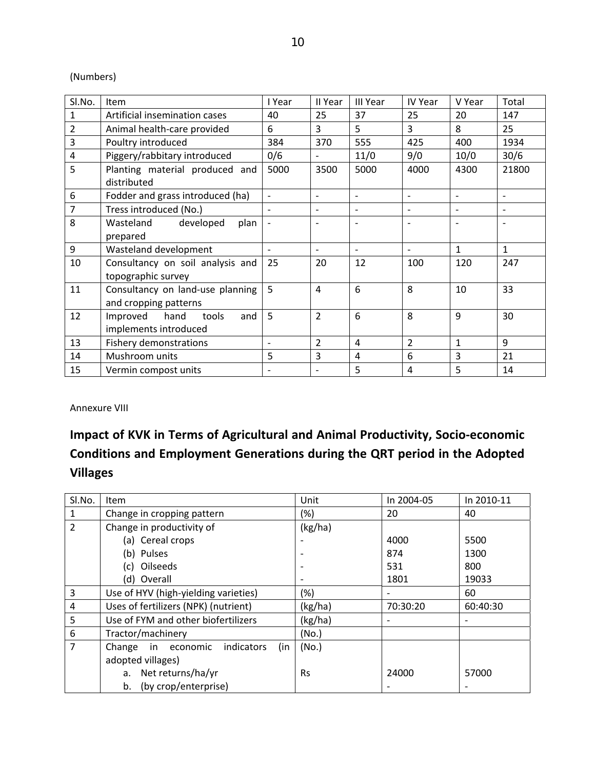(Numbers)

| Sl.No. | Item | I Year | II Year | III Year | IV Year | V Year | Total |
|---|---|---|---|---|---|---|---|
| 1 | Artificial insemination cases | 40 | 25 | 37 | 25 | 20 | 147 |
| 2 | Animal health-care provided | 6 | 3 | 5 | 3 | 8 | 25 |
| 3 | Poultry introduced | 384 | 370 | 555 | 425 | 400 | 1934 |
| 4 | Piggery/rabbitary introduced | 0/6 | - | 11/0 | 9/0 | 10/0 | 30/6 |
| 5 | Planting material produced and distributed | 5000 | 3500 | 5000 | 4000 | 4300 | 21800 |
| 6 | Fodder and grass introduced (ha) | - | - | - | - | - | - |
| 7 | Tress introduced (No.) | - | - | - | - | - | - |
| 8 | Wasteland developed plan prepared | - | - | - | - | - | - |
| 9 | Wasteland development | - | - | - | - | 1 | 1 |
| 10 | Consultancy on soil analysis and topographic survey | 25 | 20 | 12 | 100 | 120 | 247 |
| 11 | Consultancy on land-use planning and cropping patterns | 5 | 4 | 6 | 8 | 10 | 33 |
| 12 | Improved hand tools and implements introduced | 5 | 2 | 6 | 8 | 9 | 30 |
| 13 | Fishery demonstrations | - | 2 | 4 | 2 | 1 | 9 |
| 14 | Mushroom units | 5 | 3 | 4 | 6 | 3 | 21 |
| 15 | Vermin compost units | - | - | 5 | 4 | 5 | 14 |

Annexure VIII

## Impact of KVK in Terms of Agricultural and Animal Productivity, Socio-economic Conditions and Employment Generations during the QRT period in the Adopted Villages

| Sl.No. | Item | Unit | In 2004-05 | In 2010-11 |
|---|---|---|---|---|
| 1 | Change in cropping pattern | (%) | 20 | 40 |
| 2 | Change in productivity of | (kg/ha) | | |
| | (a) Cereal crops | - | 4000 | 5500 |
| | (b) Pulses | - | 874 | 1300 |
| | (c) Oilseeds | - | 531 | 800 |
| | (d) Overall | - | 1801 | 19033 |
| 3 | Use of HYV (high-yielding varieties) | (%) | - | 60 |
| 4 | Uses of fertilizers (NPK) (nutrient) | (kg/ha) | 70:30:20 | 60:40:30 |
| 5 | Use of FYM and other biofertilizers | (kg/ha) | - | - |
| 6 | Tractor/machinery | (No.) | | |
| 7 | Change in economic indicators (in adopted villages) | (No.) | | |
| | a. Net returns/ha/yr | Rs | 24000 | 57000 |
| | b. (by crop/enterprise) | | - | - |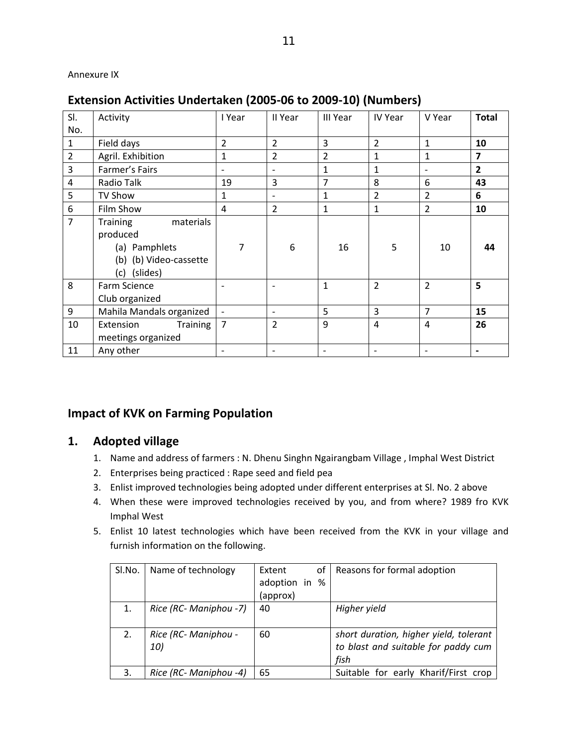Annexure IX

## Extension Activities Undertaken (2005-06 to 2009-10) (Numbers)

| Sl. No. | Activity | I Year | II Year | III Year | IV Year | V Year | **Total** |
|---|---|---|---|---|---|---|---|
| 1 | Field days | 2 | 2 | 3 | 2 | 1 | **10** |
| 2 | Agril. Exhibition | 1 | 2 | 2 | 1 | 1 | **7** |
| 3 | Farmer's Fairs | - | - | 1 | 1 | - | **2** |
| 4 | Radio Talk | 19 | 3 | 7 | 8 | 6 | **43** |
| 5 | TV Show | 1 | - | 1 | 2 | 2 | **6** |
| 6 | Film Show | 4 | 2 | 1 | 1 | 2 | **10** |
| 7 | Training materials produced (a) Pamphlets (b) (b) Video-cassette (c) (slides) | 7 | 6 | 16 | 5 | 10 | **44** |
| 8 | Farm Science Club organized | - | - | 1 | 2 | 2 | **5** |
| 9 | Mahila Mandals organized | - | - | 5 | 3 | 7 | **15** |
| 10 | Extension Training meetings organized | 7 | 2 | 9 | 4 | 4 | **26** |
| 11 | Any other | - | - | - | - | - | **-** |

## Impact of KVK on Farming Population

## 1. Adopted village

1. Name and address of farmers : N. Dhenu Singhn Ngairangbam Village , Imphal West District
2. Enterprises being practiced : Rape seed and field pea
3. Enlist improved technologies being adopted under different enterprises at Sl. No. 2 above
4. When these were improved technologies received by you, and from where? 1989 fro KVK Imphal West
5. Enlist 10 latest technologies which have been received from the KVK in your village and furnish information on the following.

| Sl.No. | Name of technology | Extent of adoption in % (approx) | Reasons for formal adoption |
|---|---|---|---|
| 1. | *Rice (RC- Maniphou -7)* | 40 | *Higher yield* |
| 2. | *Rice (RC- Maniphou -10)* | 60 | *short duration, higher yield, tolerant to blast and suitable for paddy cum fish* |
| 3. | *Rice (RC- Maniphou -4)* | 65 | Suitable for early Kharif/First crop |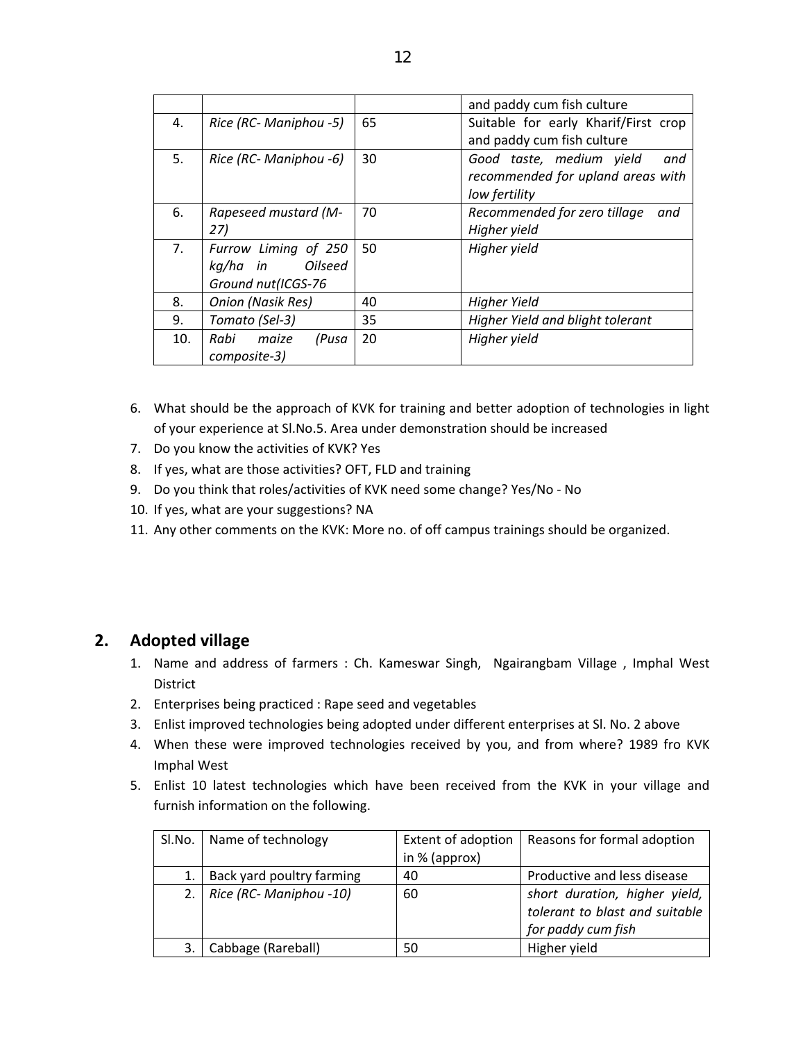| | | | and paddy cum fish culture |
|---|---|---|---|
| 4. | *Rice (RC- Maniphou -5)* | 65 | Suitable for early Kharif/First crop and paddy cum fish culture |
| 5. | *Rice (RC- Maniphou -6)* | 30 | *Good taste, medium yield and recommended for upland areas with low fertility* |
| 6. | *Rapeseed mustard (M-27)* | 70 | *Recommended for zero tillage and Higher yield* |
| 7. | *Furrow Liming of 250 kg/ha in Oilseed Ground nut(ICGS-76* | 50 | *Higher yield* |
| 8. | *Onion (Nasik Res)* | 40 | *Higher Yield* |
| 9. | *Tomato (Sel-3)* | 35 | *Higher Yield and blight tolerant* |
| 10. | *Rabi maize (Pusa composite-3)* | 20 | *Higher yield* |

6. What should be the approach of KVK for training and better adoption of technologies in light of your experience at Sl.No.5. Area under demonstration should be increased
7. Do you know the activities of KVK? Yes
8. If yes, what are those activities? OFT, FLD and training
9. Do you think that roles/activities of KVK need some change? Yes/No - No
10. If yes, what are your suggestions? NA
11. Any other comments on the KVK: More no. of off campus trainings should be organized.

## 2. Adopted village

1. Name and address of farmers : Ch. Kameswar Singh, Ngairangbam Village , Imphal West District
2. Enterprises being practiced : Rape seed and vegetables
3. Enlist improved technologies being adopted under different enterprises at Sl. No. 2 above
4. When these were improved technologies received by you, and from where? 1989 fro KVK Imphal West
5. Enlist 10 latest technologies which have been received from the KVK in your village and furnish information on the following.

| Sl.No. | Name of technology | Extent of adoption in % (approx) | Reasons for formal adoption |
|---|---|---|---|
| 1. | Back yard poultry farming | 40 | Productive and less disease |
| 2. | *Rice (RC- Maniphou -10)* | 60 | *short duration, higher yield, tolerant to blast and suitable for paddy cum fish* |
| 3. | Cabbage (Rareball) | 50 | Higher yield |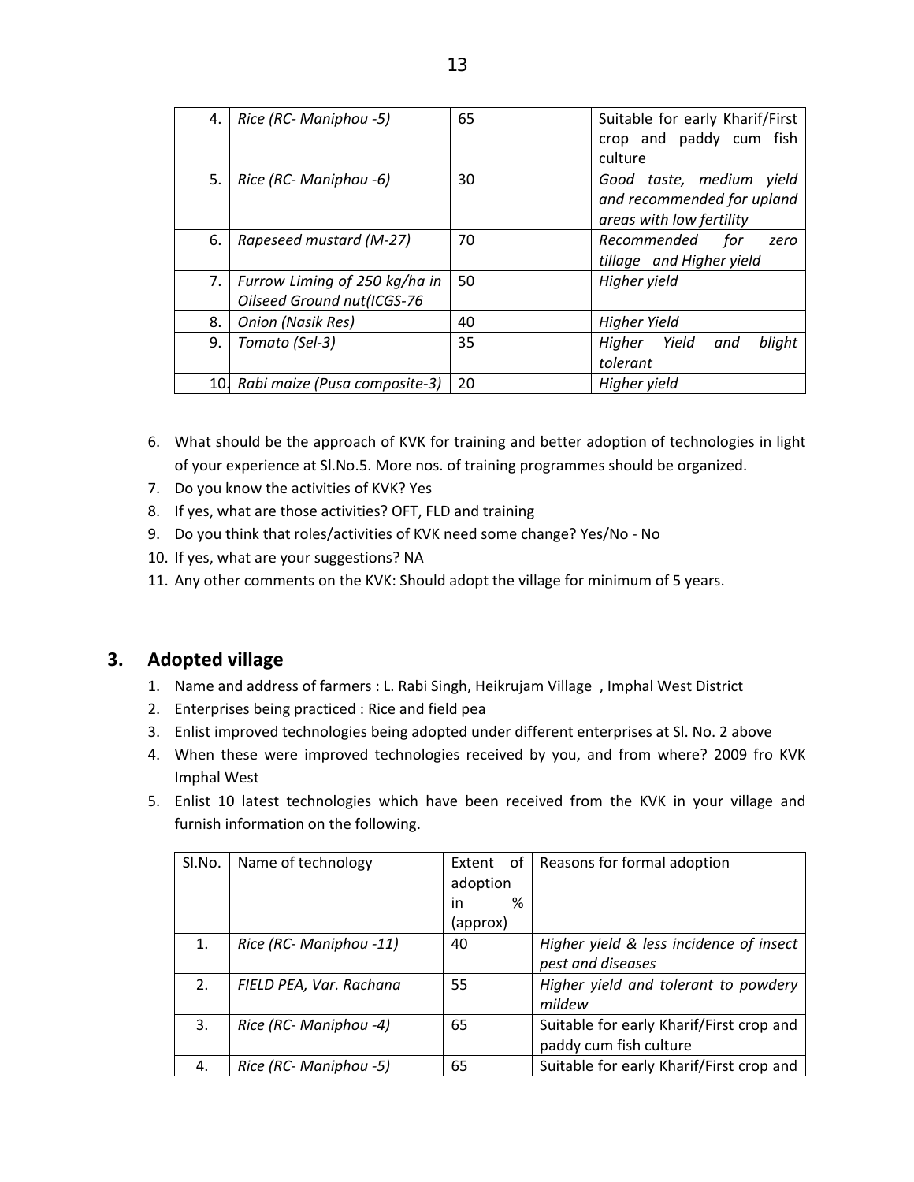| 4. | *Rice (RC- Maniphou -5)* | 65 | Suitable for early Kharif/First crop and paddy cum fish culture |
|---|---|---|---|
| 5. | *Rice (RC- Maniphou -6)* | 30 | *Good taste, medium yield and recommended for upland areas with low fertility* |
| 6. | *Rapeseed mustard (M-27)* | 70 | *Recommended for zero tillage and Higher yield* |
| 7. | *Furrow Liming of 250 kg/ha in Oilseed Ground nut(ICGS-76* | 50 | *Higher yield* |
| 8. | *Onion (Nasik Res)* | 40 | *Higher Yield* |
| 9. | *Tomato (Sel-3)* | 35 | *Higher Yield and blight tolerant* |
| 10. | *Rabi maize (Pusa composite-3)* | 20 | *Higher yield* |

6. What should be the approach of KVK for training and better adoption of technologies in light of your experience at Sl.No.5. More nos. of training programmes should be organized.
7. Do you know the activities of KVK? Yes
8. If yes, what are those activities? OFT, FLD and training
9. Do you think that roles/activities of KVK need some change? Yes/No - No
10. If yes, what are your suggestions? NA
11. Any other comments on the KVK: Should adopt the village for minimum of 5 years.

## 3. Adopted village

1. Name and address of farmers : L. Rabi Singh, Heikrujam Village , Imphal West District
2. Enterprises being practiced : Rice and field pea
3. Enlist improved technologies being adopted under different enterprises at Sl. No. 2 above
4. When these were improved technologies received by you, and from where? 2009 fro KVK Imphal West
5. Enlist 10 latest technologies which have been received from the KVK in your village and furnish information on the following.

| Sl.No. | Name of technology | Extent of adoption in % (approx) | Reasons for formal adoption |
|---|---|---|---|
| 1. | *Rice (RC- Maniphou -11)* | 40 | *Higher yield & less incidence of insect pest and diseases* |
| 2. | *FIELD PEA, Var. Rachana* | 55 | *Higher yield and tolerant to powdery mildew* |
| 3. | *Rice (RC- Maniphou -4)* | 65 | Suitable for early Kharif/First crop and paddy cum fish culture |
| 4. | *Rice (RC- Maniphou -5)* | 65 | Suitable for early Kharif/First crop and |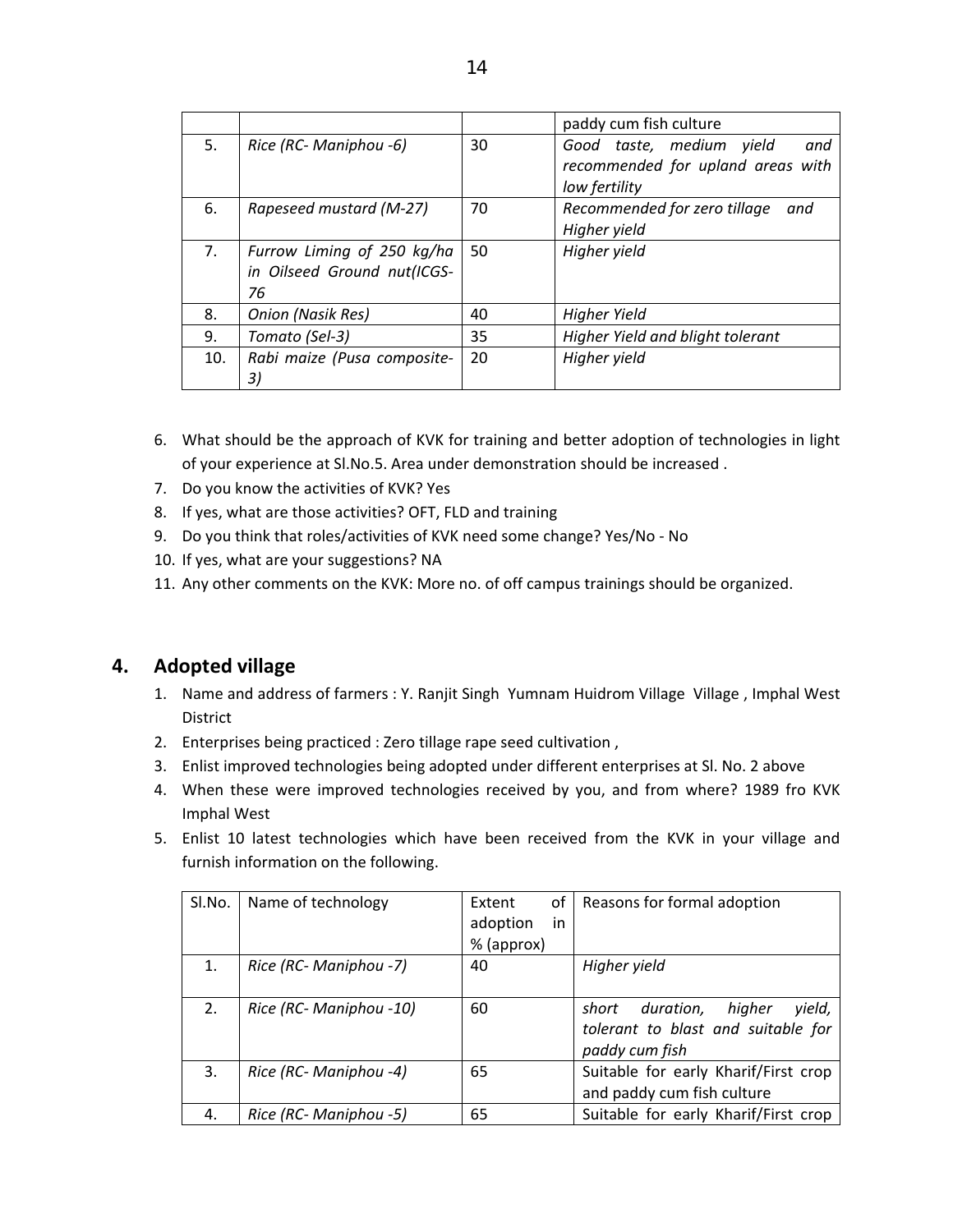| | | | paddy cum fish culture |
|---|---|---|---|
| 5. | *Rice (RC- Maniphou -6)* | 30 | *Good taste, medium yield and recommended for upland areas with low fertility* |
| 6. | *Rapeseed mustard (M-27)* | 70 | *Recommended for zero tillage and Higher yield* |
| 7. | *Furrow Liming of 250 kg/ha in Oilseed Ground nut(ICGS-76* | 50 | *Higher yield* |
| 8. | *Onion (Nasik Res)* | 40 | *Higher Yield* |
| 9. | *Tomato (Sel-3)* | 35 | *Higher Yield and blight tolerant* |
| 10. | *Rabi maize (Pusa composite-3)* | 20 | *Higher yield* |

6. What should be the approach of KVK for training and better adoption of technologies in light of your experience at Sl.No.5. Area under demonstration should be increased .
7. Do you know the activities of KVK? Yes
8. If yes, what are those activities? OFT, FLD and training
9. Do you think that roles/activities of KVK need some change? Yes/No - No
10. If yes, what are your suggestions? NA
11. Any other comments on the KVK: More no. of off campus trainings should be organized.

## 4. Adopted village

1. Name and address of farmers : Y. Ranjit Singh Yumnam Huidrom Village Village , Imphal West District
2. Enterprises being practiced : Zero tillage rape seed cultivation ,
3. Enlist improved technologies being adopted under different enterprises at Sl. No. 2 above
4. When these were improved technologies received by you, and from where? 1989 fro KVK Imphal West
5. Enlist 10 latest technologies which have been received from the KVK in your village and furnish information on the following.

| Sl.No. | Name of technology | Extent of adoption in % (approx) | Reasons for formal adoption |
|---|---|---|---|
| 1. | *Rice (RC- Maniphou -7)* | 40 | *Higher yield* |
| 2. | *Rice (RC- Maniphou -10)* | 60 | *short duration, higher yield, tolerant to blast and suitable for paddy cum fish* |
| 3. | *Rice (RC- Maniphou -4)* | 65 | Suitable for early Kharif/First crop and paddy cum fish culture |
| 4. | *Rice (RC- Maniphou -5)* | 65 | Suitable for early Kharif/First crop |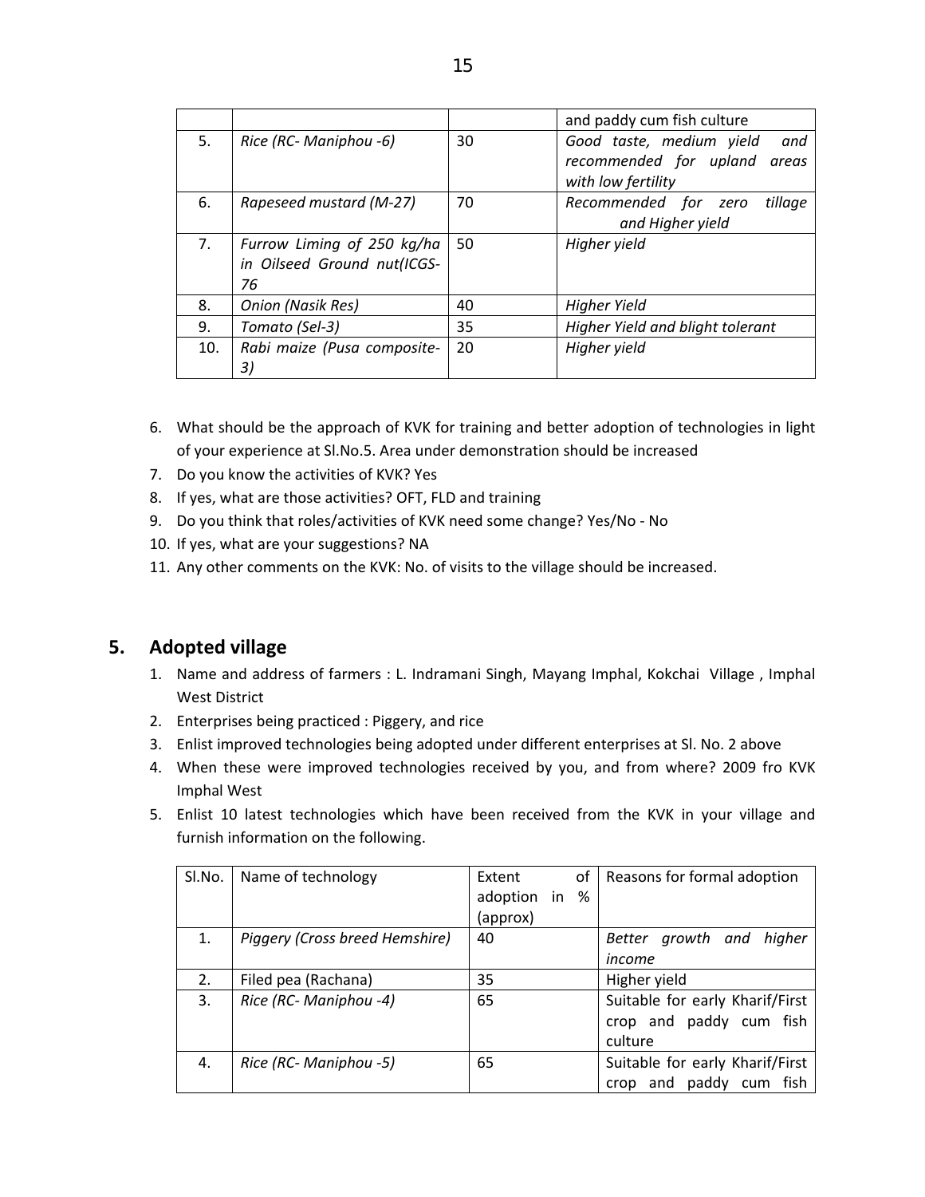| | | | and paddy cum fish culture |
|---|---|---|---|
| 5. | *Rice (RC- Maniphou -6)* | 30 | *Good taste, medium yield and recommended for upland areas with low fertility* |
| 6. | *Rapeseed mustard (M-27)* | 70 | *Recommended for zero tillage and Higher yield* |
| 7. | *Furrow Liming of 250 kg/ha in Oilseed Ground nut(ICGS-76* | 50 | *Higher yield* |
| 8. | *Onion (Nasik Res)* | 40 | *Higher Yield* |
| 9. | *Tomato (Sel-3)* | 35 | *Higher Yield and blight tolerant* |
| 10. | *Rabi maize (Pusa composite-3)* | 20 | *Higher yield* |

6. What should be the approach of KVK for training and better adoption of technologies in light of your experience at Sl.No.5. Area under demonstration should be increased
7. Do you know the activities of KVK? Yes
8. If yes, what are those activities? OFT, FLD and training
9. Do you think that roles/activities of KVK need some change? Yes/No - No
10. If yes, what are your suggestions? NA
11. Any other comments on the KVK: No. of visits to the village should be increased.

## 5. Adopted village

1. Name and address of farmers : L. Indramani Singh, Mayang Imphal, Kokchai Village , Imphal West District
2. Enterprises being practiced : Piggery, and rice
3. Enlist improved technologies being adopted under different enterprises at Sl. No. 2 above
4. When these were improved technologies received by you, and from where? 2009 fro KVK Imphal West
5. Enlist 10 latest technologies which have been received from the KVK in your village and furnish information on the following.

| Sl.No. | Name of technology | Extent of adoption in % (approx) | Reasons for formal adoption |
|---|---|---|---|
| 1. | *Piggery (Cross breed Hemshire)* | 40 | *Better growth and higher income* |
| 2. | Filed pea (Rachana) | 35 | Higher yield |
| 3. | *Rice (RC- Maniphou -4)* | 65 | Suitable for early Kharif/First crop and paddy cum fish culture |
| 4. | *Rice (RC- Maniphou -5)* | 65 | Suitable for early Kharif/First crop and paddy cum fish |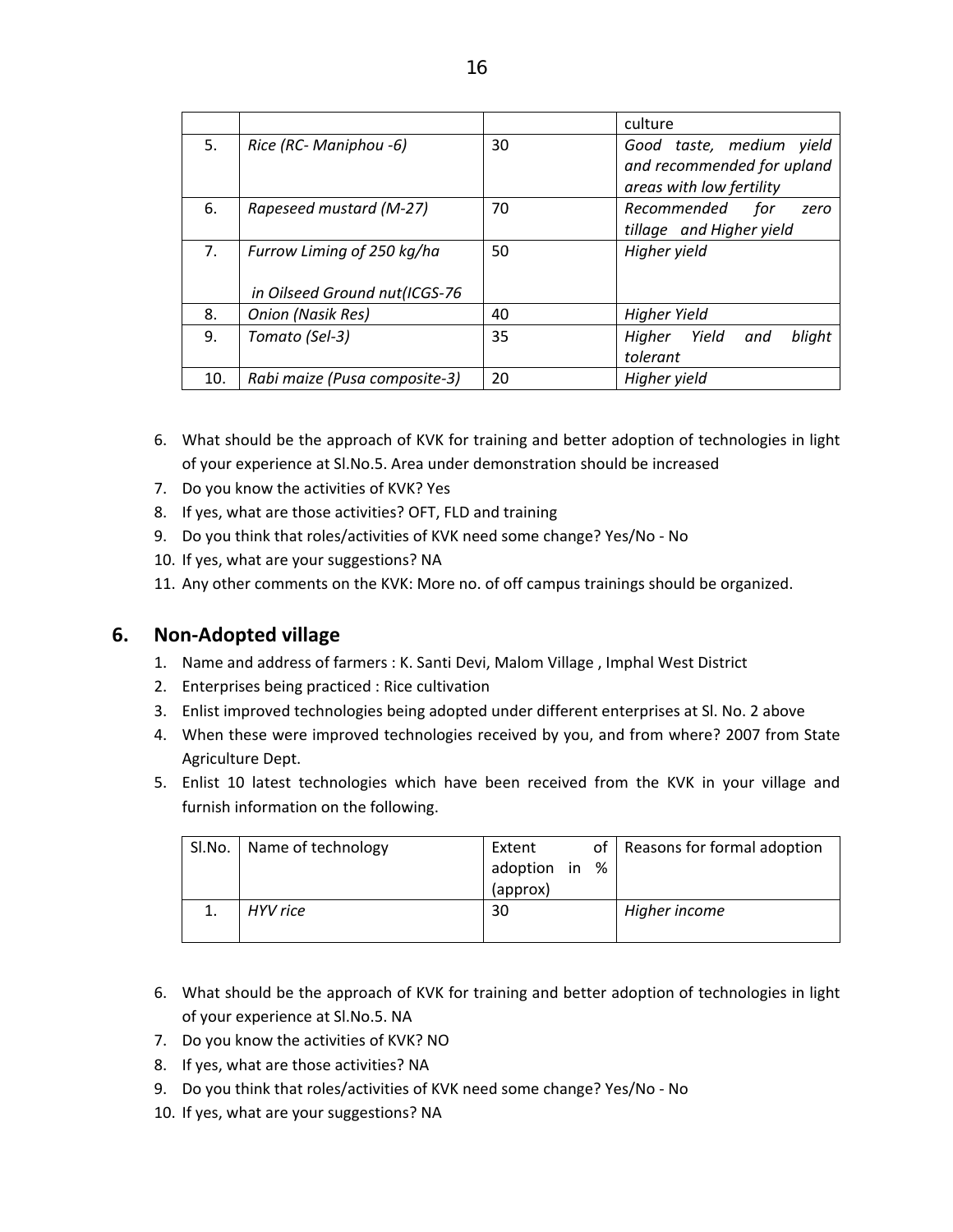| | | | culture |
|---|---|---|---|
| 5. | *Rice (RC- Maniphou -6)* | 30 | *Good taste, medium yield and recommended for upland areas with low fertility* |
| 6. | *Rapeseed mustard (M-27)* | 70 | *Recommended for zero tillage and Higher yield* |
| 7. | *Furrow Liming of 250 kg/ha in Oilseed Ground nut(ICGS-76* | 50 | *Higher yield* |
| 8. | *Onion (Nasik Res)* | 40 | *Higher Yield* |
| 9. | *Tomato (Sel-3)* | 35 | *Higher Yield and blight tolerant* |
| 10. | *Rabi maize (Pusa composite-3)* | 20 | *Higher yield* |

6. What should be the approach of KVK for training and better adoption of technologies in light of your experience at Sl.No.5. Area under demonstration should be increased
7. Do you know the activities of KVK? Yes
8. If yes, what are those activities? OFT, FLD and training
9. Do you think that roles/activities of KVK need some change? Yes/No - No
10. If yes, what are your suggestions? NA
11. Any other comments on the KVK: More no. of off campus trainings should be organized.

## 6. Non-Adopted village

1. Name and address of farmers : K. Santi Devi, Malom Village , Imphal West District
2. Enterprises being practiced : Rice cultivation
3. Enlist improved technologies being adopted under different enterprises at Sl. No. 2 above
4. When these were improved technologies received by you, and from where? 2007 from State Agriculture Dept.
5. Enlist 10 latest technologies which have been received from the KVK in your village and furnish information on the following.

| Sl.No. | Name of technology | Extent of adoption in % (approx) | Reasons for formal adoption |
|---|---|---|---|
| 1. | *HYV rice* | 30 | *Higher income* |

6. What should be the approach of KVK for training and better adoption of technologies in light of your experience at Sl.No.5. NA
7. Do you know the activities of KVK? NO
8. If yes, what are those activities? NA
9. Do you think that roles/activities of KVK need some change? Yes/No - No
10. If yes, what are your suggestions? NA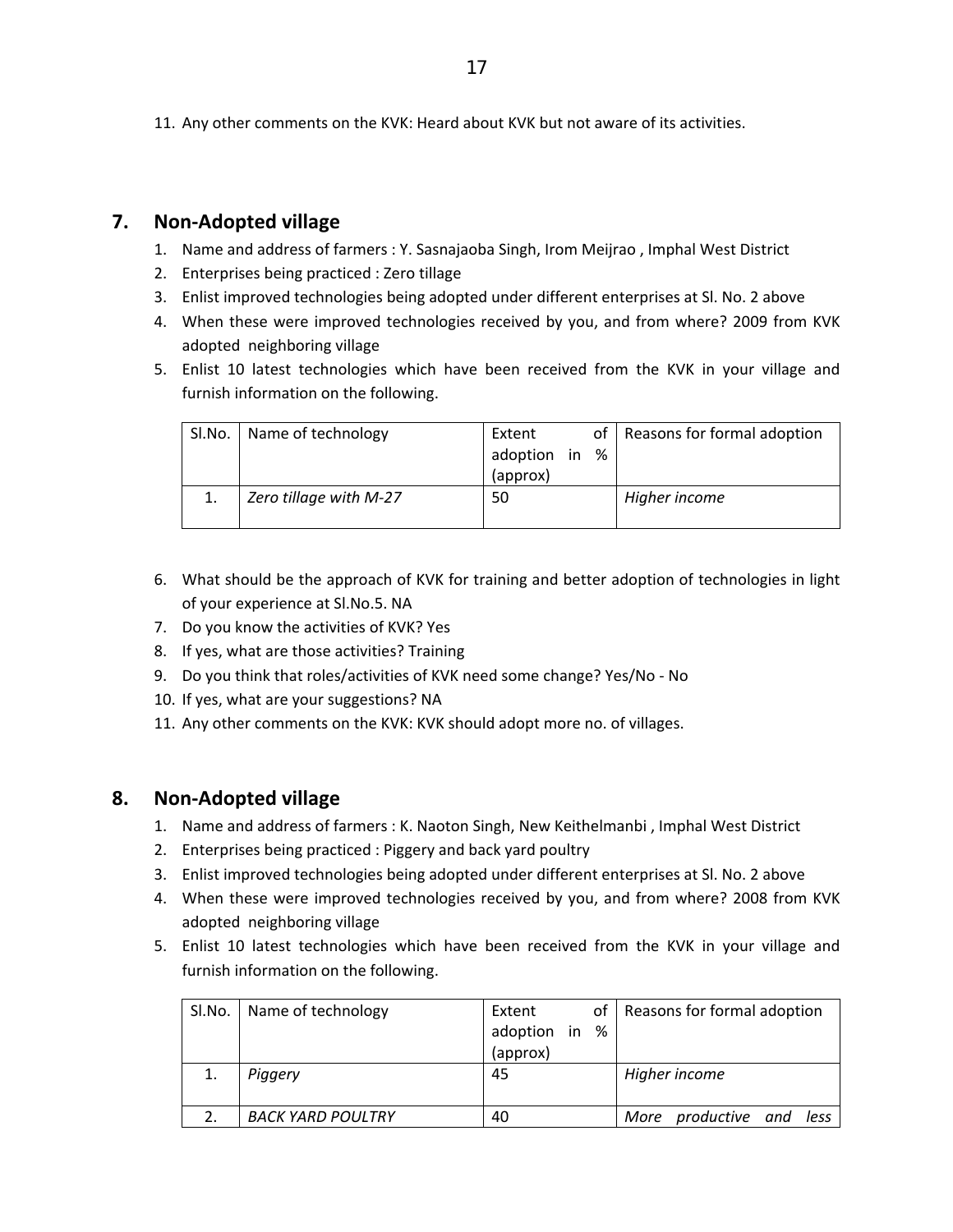11. Any other comments on the KVK: Heard about KVK but not aware of its activities.

## 7. Non-Adopted village

1. Name and address of farmers : Y. Sasnajaoba Singh, Irom Meijrao , Imphal West District
2. Enterprises being practiced : Zero tillage
3. Enlist improved technologies being adopted under different enterprises at Sl. No. 2 above
4. When these were improved technologies received by you, and from where? 2009 from KVK adopted neighboring village
5. Enlist 10 latest technologies which have been received from the KVK in your village and furnish information on the following.

| Sl.No. | Name of technology | Extent of adoption in % (approx) | Reasons for formal adoption |
|---|---|---|---|
| 1. | *Zero tillage with M-27* | 50 | *Higher income* |

6. What should be the approach of KVK for training and better adoption of technologies in light of your experience at Sl.No.5. NA
7. Do you know the activities of KVK? Yes
8. If yes, what are those activities? Training
9. Do you think that roles/activities of KVK need some change? Yes/No - No
10. If yes, what are your suggestions? NA
11. Any other comments on the KVK: KVK should adopt more no. of villages.

## 8. Non-Adopted village

1. Name and address of farmers : K. Naoton Singh, New Keithelmanbi , Imphal West District
2. Enterprises being practiced : Piggery and back yard poultry
3. Enlist improved technologies being adopted under different enterprises at Sl. No. 2 above
4. When these were improved technologies received by you, and from where? 2008 from KVK adopted neighboring village
5. Enlist 10 latest technologies which have been received from the KVK in your village and furnish information on the following.

| Sl.No. | Name of technology | Extent of adoption in % (approx) | Reasons for formal adoption |
|---|---|---|---|
| 1. | *Piggery* | 45 | *Higher income* |
| 2. | *BACK YARD POULTRY* | 40 | *More productive and less* |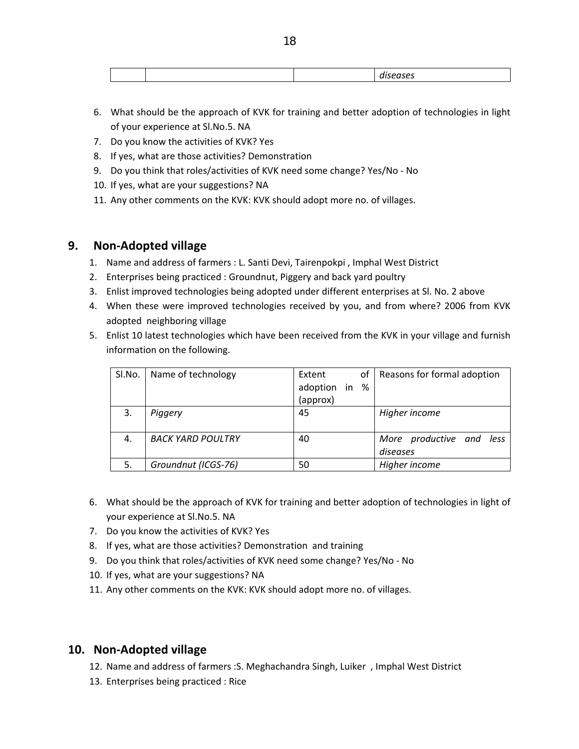| | | | *diseases* |
|---|---|---|---|

6. What should be the approach of KVK for training and better adoption of technologies in light of your experience at Sl.No.5. NA
7. Do you know the activities of KVK? Yes
8. If yes, what are those activities? Demonstration
9. Do you think that roles/activities of KVK need some change? Yes/No - No
10. If yes, what are your suggestions? NA
11. Any other comments on the KVK: KVK should adopt more no. of villages.

## 9. Non-Adopted village

1. Name and address of farmers : L. Santi Devi, Tairenpokpi , Imphal West District
2. Enterprises being practiced : Groundnut, Piggery and back yard poultry
3. Enlist improved technologies being adopted under different enterprises at Sl. No. 2 above
4. When these were improved technologies received by you, and from where? 2006 from KVK adopted neighboring village
5. Enlist 10 latest technologies which have been received from the KVK in your village and furnish information on the following.

| Sl.No. | Name of technology | Extent of adoption in % (approx) | Reasons for formal adoption |
|---|---|---|---|
| 3. | *Piggery* | 45 | *Higher income* |
| 4. | *BACK YARD POULTRY* | 40 | *More productive and less diseases* |
| 5. | *Groundnut (ICGS-76)* | 50 | *Higher income* |

6. What should be the approach of KVK for training and better adoption of technologies in light of your experience at Sl.No.5. NA
7. Do you know the activities of KVK? Yes
8. If yes, what are those activities? Demonstration and training
9. Do you think that roles/activities of KVK need some change? Yes/No - No
10. If yes, what are your suggestions? NA
11. Any other comments on the KVK: KVK should adopt more no. of villages.

## 10. Non-Adopted village

12. Name and address of farmers :S. Meghachandra Singh, Luiker , Imphal West District
13. Enterprises being practiced : Rice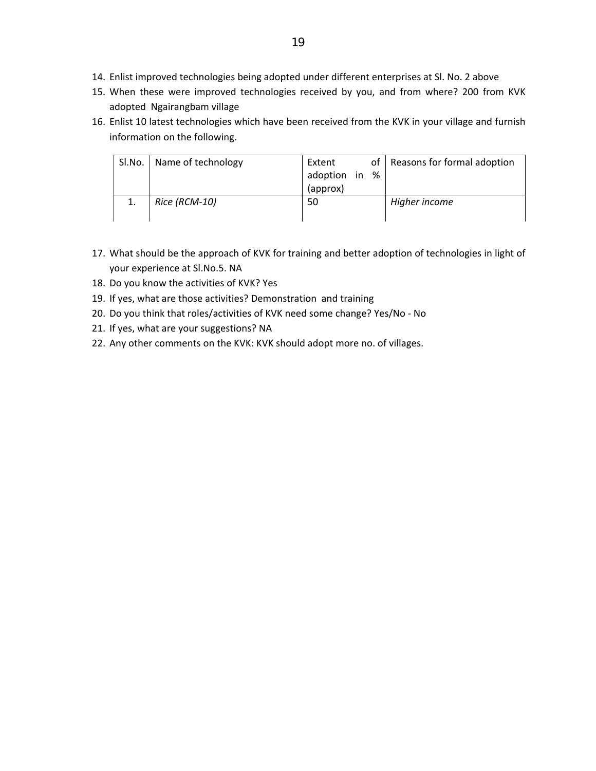14. Enlist improved technologies being adopted under different enterprises at Sl. No. 2 above
15. When these were improved technologies received by you, and from where? 200 from KVK adopted Ngairangbam village
16. Enlist 10 latest technologies which have been received from the KVK in your village and furnish information on the following.

| Sl.No. | Name of technology | Extent of adoption in % (approx) | Reasons for formal adoption |
|---|---|---|---|
| 1. | *Rice (RCM-10)* | 50 | *Higher income* |

17. What should be the approach of KVK for training and better adoption of technologies in light of your experience at Sl.No.5. NA
18. Do you know the activities of KVK? Yes
19. If yes, what are those activities? Demonstration and training
20. Do you think that roles/activities of KVK need some change? Yes/No - No
21. If yes, what are your suggestions? NA
22. Any other comments on the KVK: KVK should adopt more no. of villages.